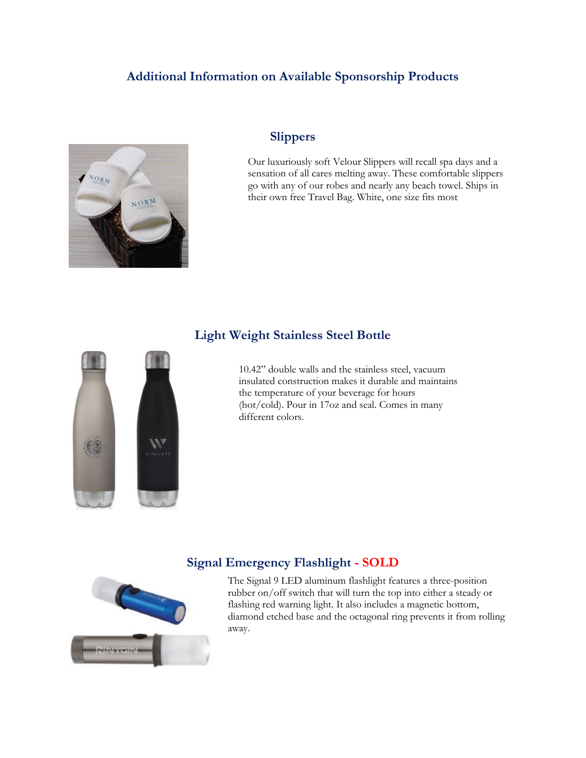## Additional Information on Available Sponsorship Products

### Slippers

Our luxuriously soft Velour Slippers will recall spa days and a sensation of all cares melting away. These comfortable slippers go with any of our robes and nearly any beach towel. Ships in their own free Travel Bag. White, one size fits most

### Light Weight Stainless Steel Bottle

10.42" double walls and the stainless steel, vacuum insulated construction makes it durable and maintains the temperature of your beverage for hours (hot/cold). Pour in 17oz and seal. Comes in many different colors.

### Signal Emergency Flashlight - SOLD

The Signal 9 LED aluminum flashlight features a three-position rubber on/off switch that will turn the top into either a steady or flashing red warning light. It also includes a magnetic bottom, diamond etched base and the octagonal ring prevents it from rolling away.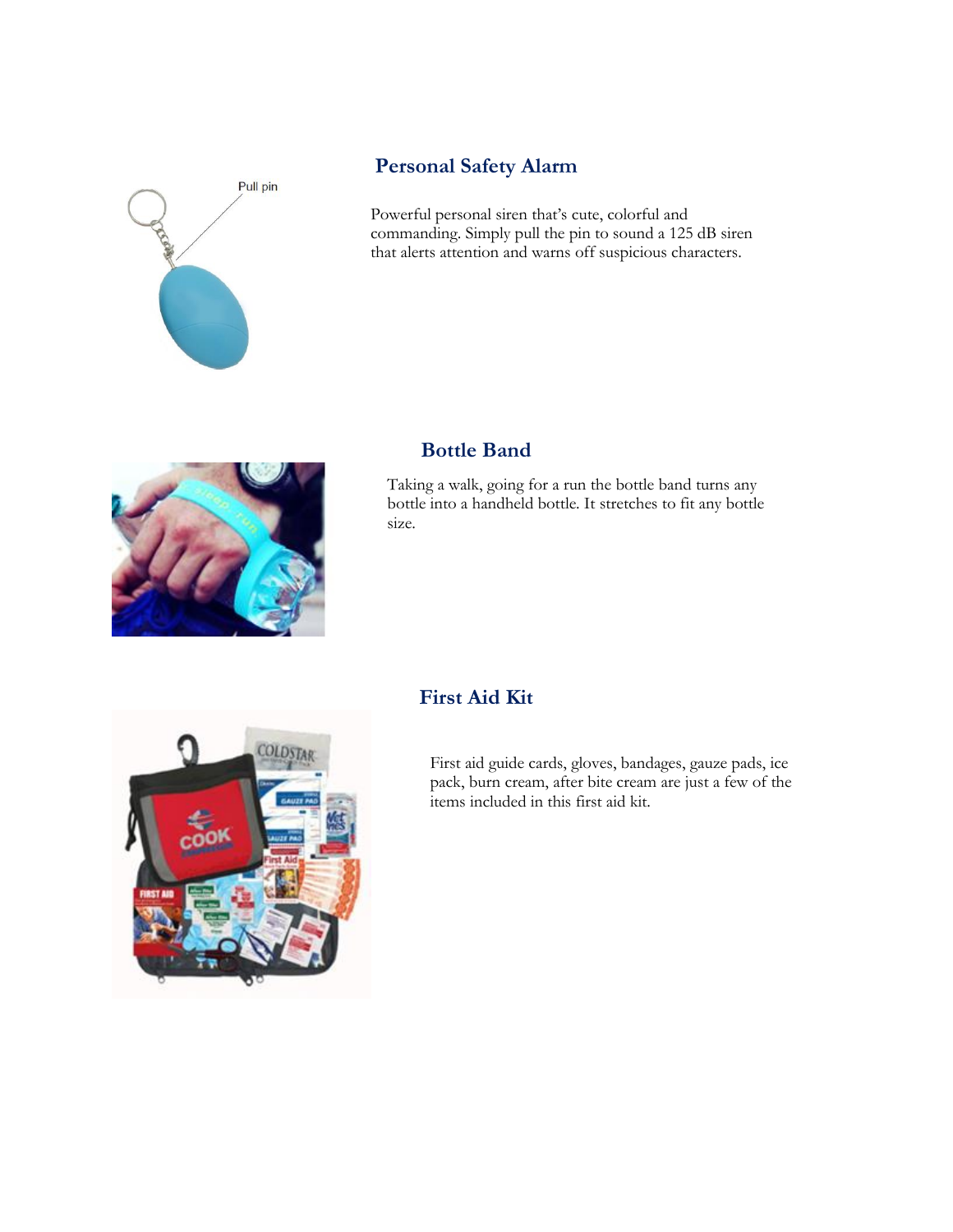## Personal Safety Alarm

Powerful personal siren that's cute, colorful and commanding. Simply pull the pin to sound a 125 dB siren that alerts attention and warns off suspicious characters.

## Bottle Band

Taking a walk, going for a run the bottle band turns any bottle into a handheld bottle. It stretches to fit any bottle size.

## First Aid Kit

First aid guide cards, gloves, bandages, gauze pads, ice pack, burn cream, after bite cream are just a few of the items included in this first aid kit.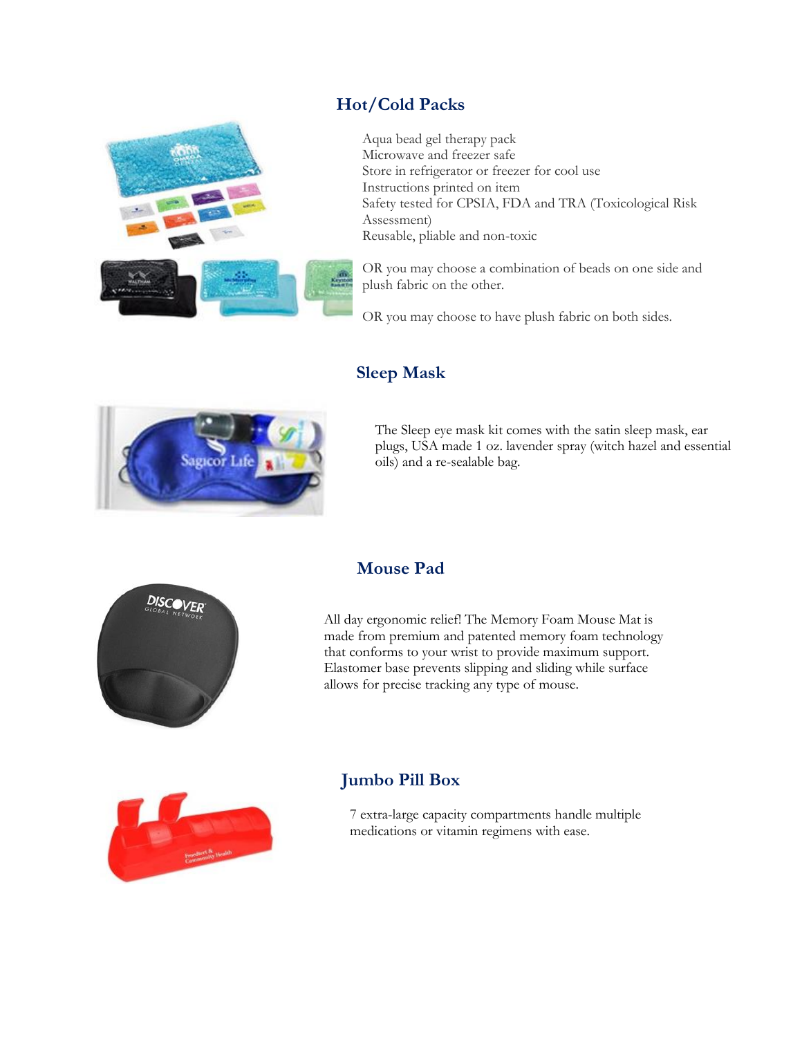## Hot/Cold Packs

Aqua bead gel therapy pack
Microwave and freezer safe
Store in refrigerator or freezer for cool use
Instructions printed on item
Safety tested for CPSIA, FDA and TRA (Toxicological Risk Assessment)
Reusable, pliable and non-toxic

OR you may choose a combination of beads on one side and plush fabric on the other.

OR you may choose to have plush fabric on both sides.

## Sleep Mask

The Sleep eye mask kit comes with the satin sleep mask, ear plugs, USA made 1 oz. lavender spray (witch hazel and essential oils) and a re-sealable bag.

## Mouse Pad

All day ergonomic relief! The Memory Foam Mouse Mat is made from premium and patented memory foam technology that conforms to your wrist to provide maximum support. Elastomer base prevents slipping and sliding while surface allows for precise tracking any type of mouse.

## Jumbo Pill Box

7 extra-large capacity compartments handle multiple medications or vitamin regimens with ease.